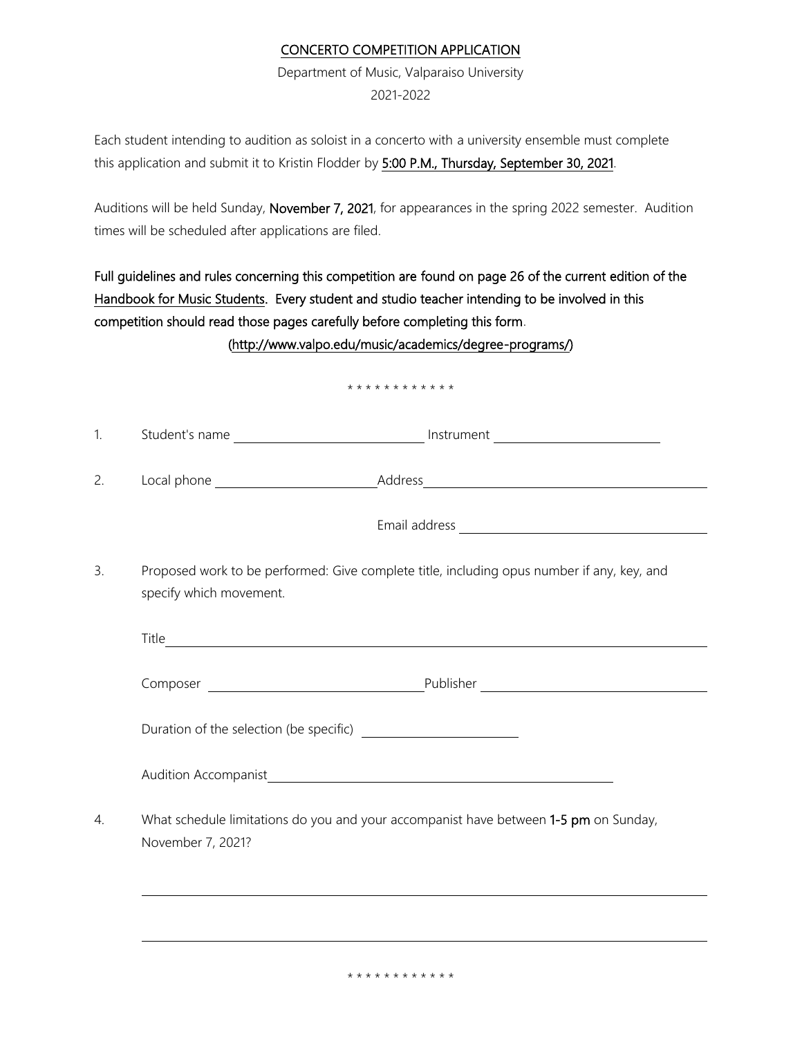<u>CONCERTO COMPETITION APPLICATION</u>

Department of Music, Valparaiso University

2021-2022

Each student intending to audition as soloist in a concerto with a university ensemble must complete this application and submit it to Kristin Flodder by <u>5:00 P.M., Thursday, September 30, 2021</u>.

Auditions will be held Sunday, **November 7, 2021**, for appearances in the spring 2022 semester. Audition times will be scheduled after applications are filed.

**Full guidelines and rules concerning this competition are found on page 26 of the current edition of the <u>Handbook for Music Students</u>. Every student and studio teacher intending to be involved in this competition should read those pages carefully before completing this form.**

(http://www.valpo.edu/music/academics/degree-programs/)

* * * * * * * * * * * *

1. Student's name ______________________ Instrument ______________________

2. Local phone ______________________ Address ______________________

   Email address ______________________

3. Proposed work to be performed: Give complete title, including opus number if any, key, and specify which movement.

   Title ______________________

   Composer ______________________ Publisher ______________________

   Duration of the selection (be specific) ______________________

   Audition Accompanist ______________________

4. What schedule limitations do you and your accompanist have between **1-5 pm** on Sunday, November 7, 2021?

   ______________________

   ______________________

* * * * * * * * * * * *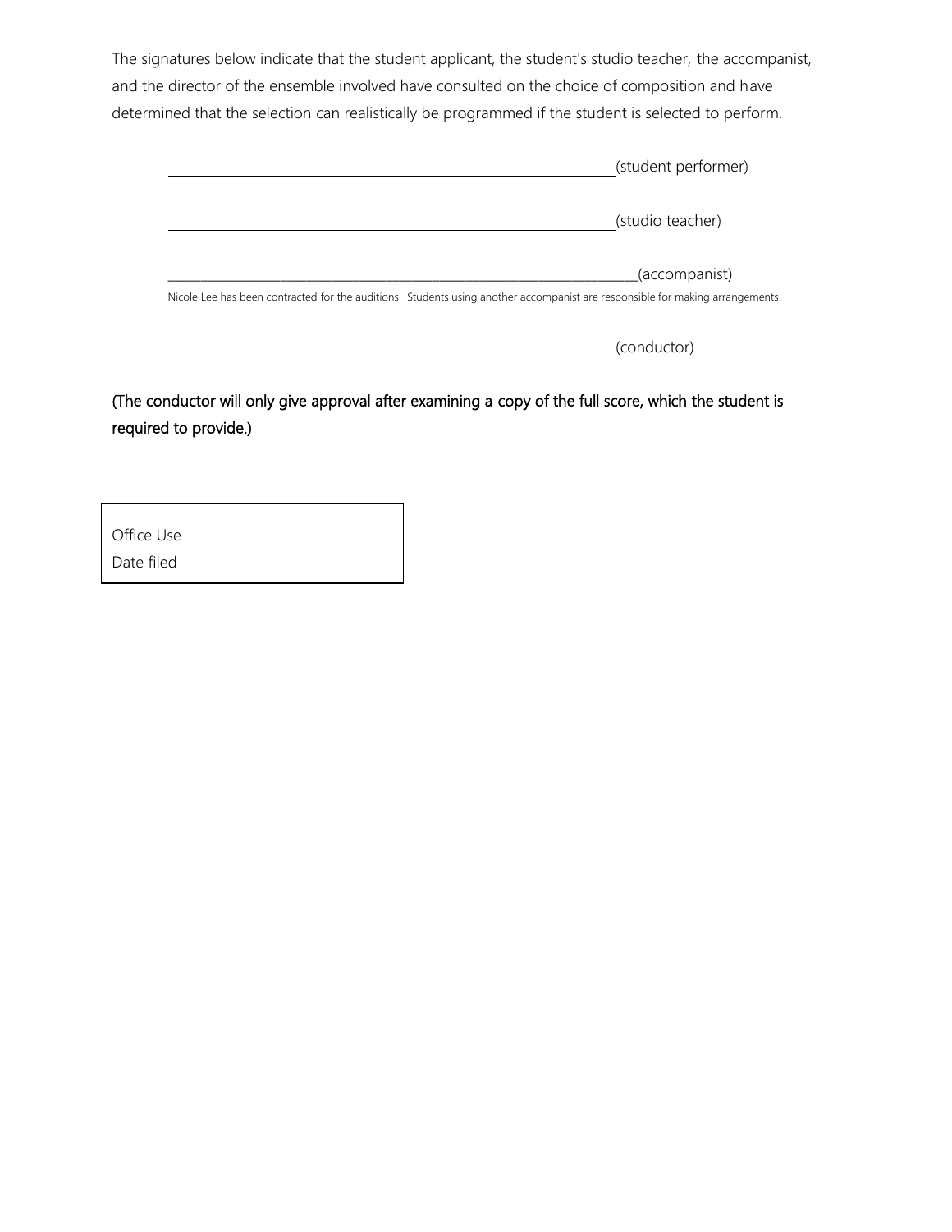The signatures below indicate that the student applicant, the student's studio teacher, the accompanist, and the director of the ensemble involved have consulted on the choice of composition and have determined that the selection can realistically be programmed if the student is selected to perform.

\_\_\_\_\_\_\_\_\_\_\_\_\_\_\_\_\_\_\_\_\_\_\_\_\_\_\_\_\_\_\_\_\_\_\_\_\_\_\_\_\_\_\_\_\_\_\_\_\_\_\_\_(student performer)

\_\_\_\_\_\_\_\_\_\_\_\_\_\_\_\_\_\_\_\_\_\_\_\_\_\_\_\_\_\_\_\_\_\_\_\_\_\_\_\_\_\_\_\_\_\_\_\_\_\_\_\_(studio teacher)

\_\_\_\_\_\_\_\_\_\_\_\_\_\_\_\_\_\_\_\_\_\_\_\_\_\_\_\_\_\_\_\_\_\_\_\_\_\_\_\_\_\_\_\_\_\_\_\_\_\_\_\_(accompanist)

Nicole Lee has been contracted for the auditions. Students using another accompanist are responsible for making arrangements.

\_\_\_\_\_\_\_\_\_\_\_\_\_\_\_\_\_\_\_\_\_\_\_\_\_\_\_\_\_\_\_\_\_\_\_\_\_\_\_\_\_\_\_\_\_\_\_\_\_\_\_\_(conductor)

(The conductor will only give approval after examining a copy of the full score, which the student is required to provide.)

Office Use

Date filed\_\_\_\_\_\_\_\_\_\_\_\_\_\_\_\_\_\_\_\_\_\_\_\_\_\_